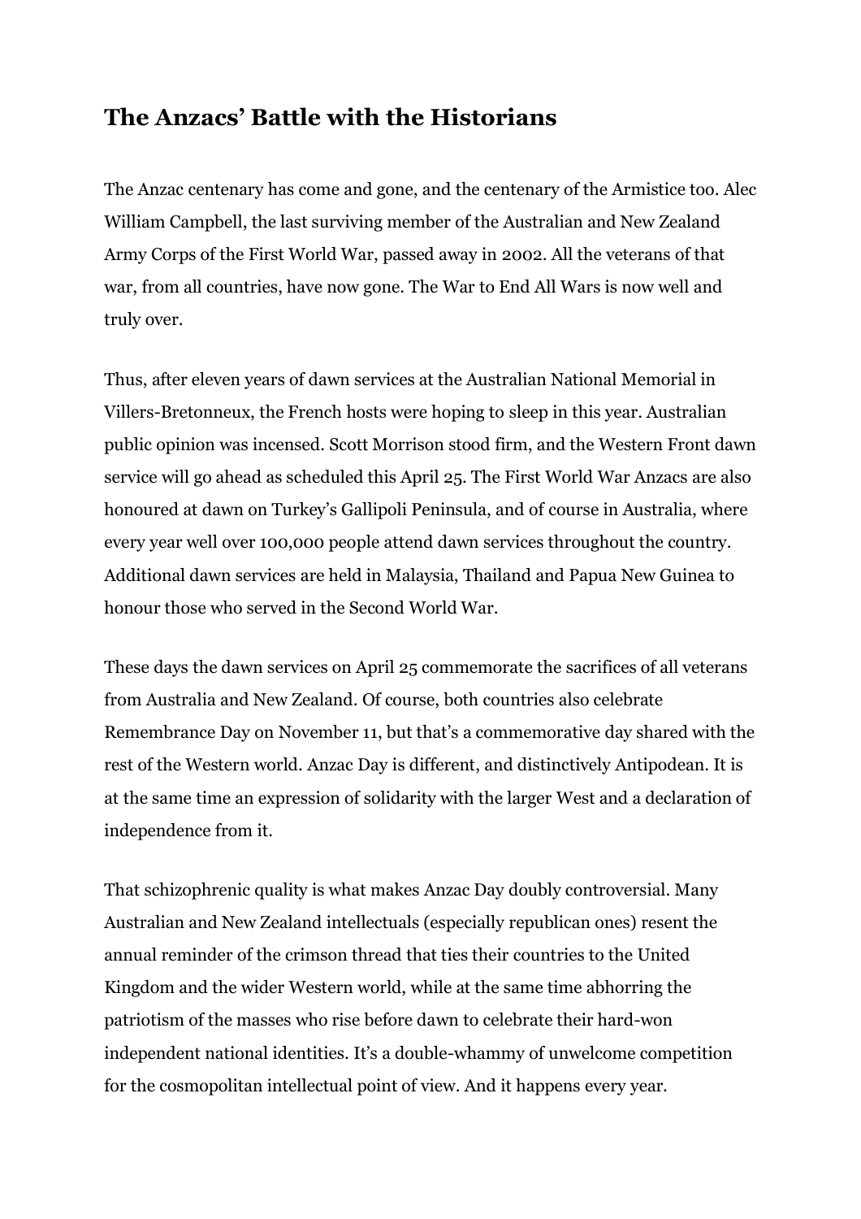# The Anzacs' Battle with the Historians

The Anzac centenary has come and gone, and the centenary of the Armistice too. Alec William Campbell, the last surviving member of the Australian and New Zealand Army Corps of the First World War, passed away in 2002. All the veterans of that war, from all countries, have now gone. The War to End All Wars is now well and truly over.

Thus, after eleven years of dawn services at the Australian National Memorial in Villers-Bretonneux, the French hosts were hoping to sleep in this year. Australian public opinion was incensed. Scott Morrison stood firm, and the Western Front dawn service will go ahead as scheduled this April 25. The First World War Anzacs are also honoured at dawn on Turkey's Gallipoli Peninsula, and of course in Australia, where every year well over 100,000 people attend dawn services throughout the country. Additional dawn services are held in Malaysia, Thailand and Papua New Guinea to honour those who served in the Second World War.

These days the dawn services on April 25 commemorate the sacrifices of all veterans from Australia and New Zealand. Of course, both countries also celebrate Remembrance Day on November 11, but that's a commemorative day shared with the rest of the Western world. Anzac Day is different, and distinctively Antipodean. It is at the same time an expression of solidarity with the larger West and a declaration of independence from it.

That schizophrenic quality is what makes Anzac Day doubly controversial. Many Australian and New Zealand intellectuals (especially republican ones) resent the annual reminder of the crimson thread that ties their countries to the United Kingdom and the wider Western world, while at the same time abhorring the patriotism of the masses who rise before dawn to celebrate their hard-won independent national identities. It's a double-whammy of unwelcome competition for the cosmopolitan intellectual point of view. And it happens every year.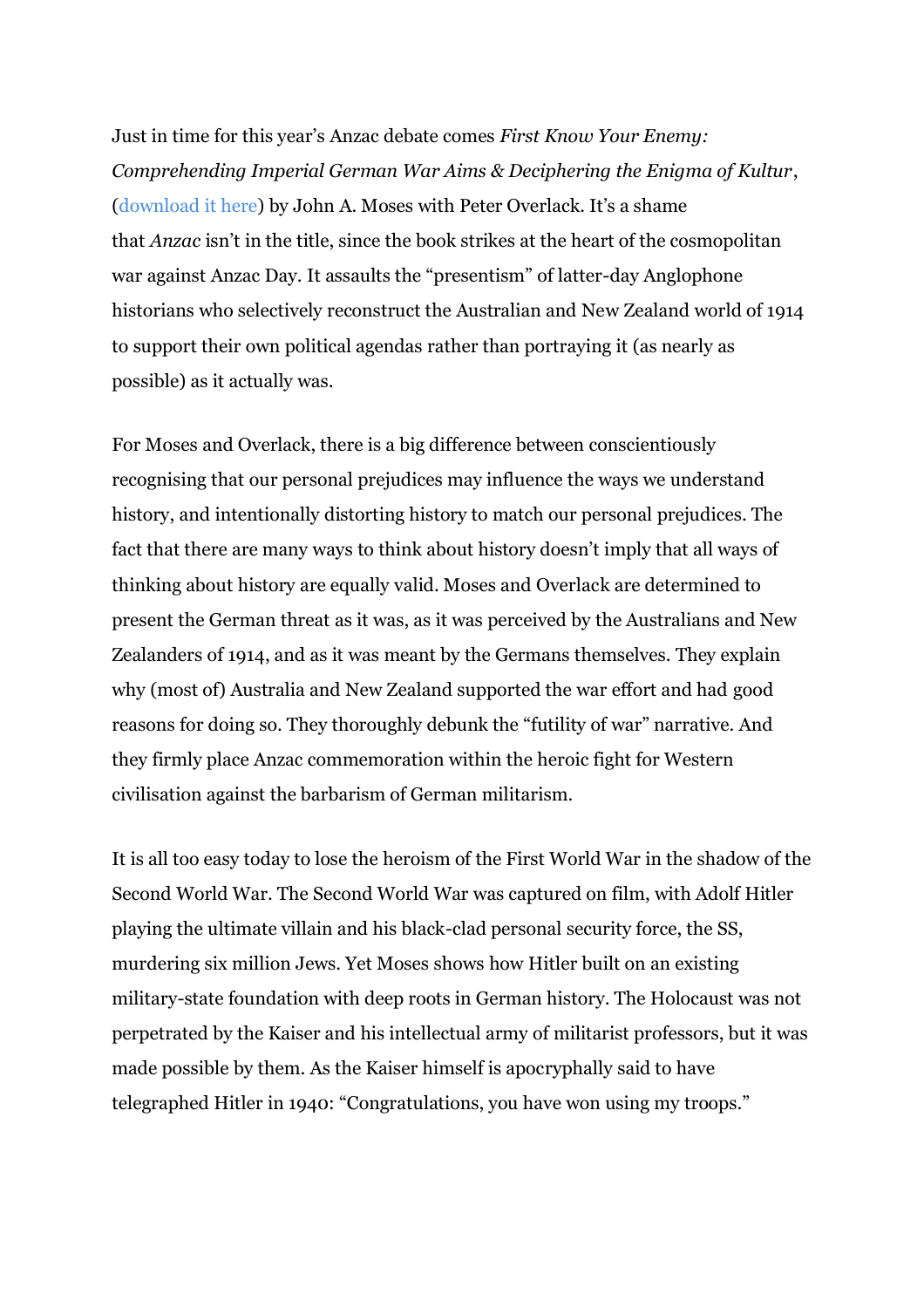Just in time for this year's Anzac debate comes *First Know Your Enemy: Comprehending Imperial German War Aims & Deciphering the Enigma of Kultur*, (download it here) by John A. Moses with Peter Overlack. It's a shame that *Anzac* isn't in the title, since the book strikes at the heart of the cosmopolitan war against Anzac Day. It assaults the "presentism" of latter-day Anglophone historians who selectively reconstruct the Australian and New Zealand world of 1914 to support their own political agendas rather than portraying it (as nearly as possible) as it actually was.

For Moses and Overlack, there is a big difference between conscientiously recognising that our personal prejudices may influence the ways we understand history, and intentionally distorting history to match our personal prejudices. The fact that there are many ways to think about history doesn't imply that all ways of thinking about history are equally valid. Moses and Overlack are determined to present the German threat as it was, as it was perceived by the Australians and New Zealanders of 1914, and as it was meant by the Germans themselves. They explain why (most of) Australia and New Zealand supported the war effort and had good reasons for doing so. They thoroughly debunk the "futility of war" narrative. And they firmly place Anzac commemoration within the heroic fight for Western civilisation against the barbarism of German militarism.

It is all too easy today to lose the heroism of the First World War in the shadow of the Second World War. The Second World War was captured on film, with Adolf Hitler playing the ultimate villain and his black-clad personal security force, the SS, murdering six million Jews. Yet Moses shows how Hitler built on an existing military-state foundation with deep roots in German history. The Holocaust was not perpetrated by the Kaiser and his intellectual army of militarist professors, but it was made possible by them. As the Kaiser himself is apocryphally said to have telegraphed Hitler in 1940: "Congratulations, you have won using my troops."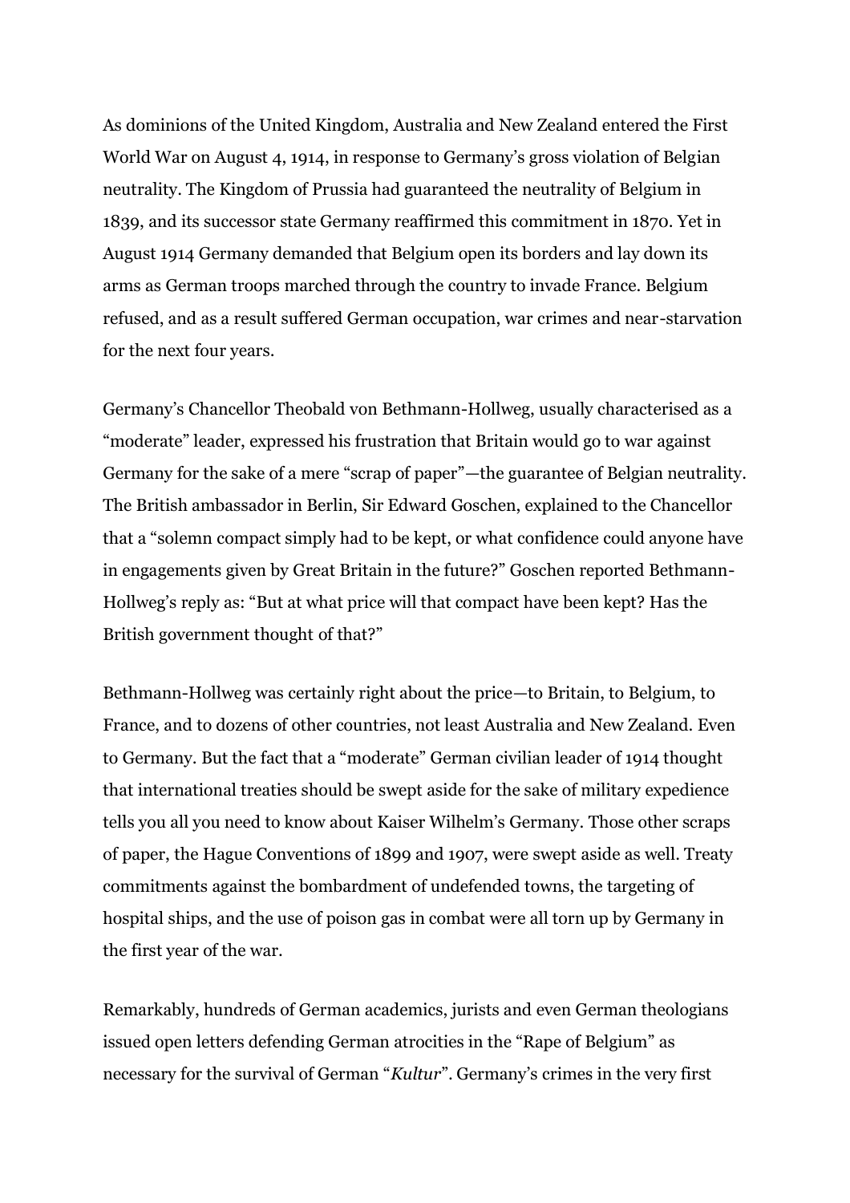As dominions of the United Kingdom, Australia and New Zealand entered the First World War on August 4, 1914, in response to Germany's gross violation of Belgian neutrality. The Kingdom of Prussia had guaranteed the neutrality of Belgium in 1839, and its successor state Germany reaffirmed this commitment in 1870. Yet in August 1914 Germany demanded that Belgium open its borders and lay down its arms as German troops marched through the country to invade France. Belgium refused, and as a result suffered German occupation, war crimes and near-starvation for the next four years.

Germany's Chancellor Theobald von Bethmann-Hollweg, usually characterised as a "moderate" leader, expressed his frustration that Britain would go to war against Germany for the sake of a mere "scrap of paper"—the guarantee of Belgian neutrality. The British ambassador in Berlin, Sir Edward Goschen, explained to the Chancellor that a "solemn compact simply had to be kept, or what confidence could anyone have in engagements given by Great Britain in the future?" Goschen reported Bethmann-Hollweg's reply as: "But at what price will that compact have been kept? Has the British government thought of that?"

Bethmann-Hollweg was certainly right about the price—to Britain, to Belgium, to France, and to dozens of other countries, not least Australia and New Zealand. Even to Germany. But the fact that a "moderate" German civilian leader of 1914 thought that international treaties should be swept aside for the sake of military expedience tells you all you need to know about Kaiser Wilhelm's Germany. Those other scraps of paper, the Hague Conventions of 1899 and 1907, were swept aside as well. Treaty commitments against the bombardment of undefended towns, the targeting of hospital ships, and the use of poison gas in combat were all torn up by Germany in the first year of the war.

Remarkably, hundreds of German academics, jurists and even German theologians issued open letters defending German atrocities in the "Rape of Belgium" as necessary for the survival of German "*Kultur*". Germany's crimes in the very first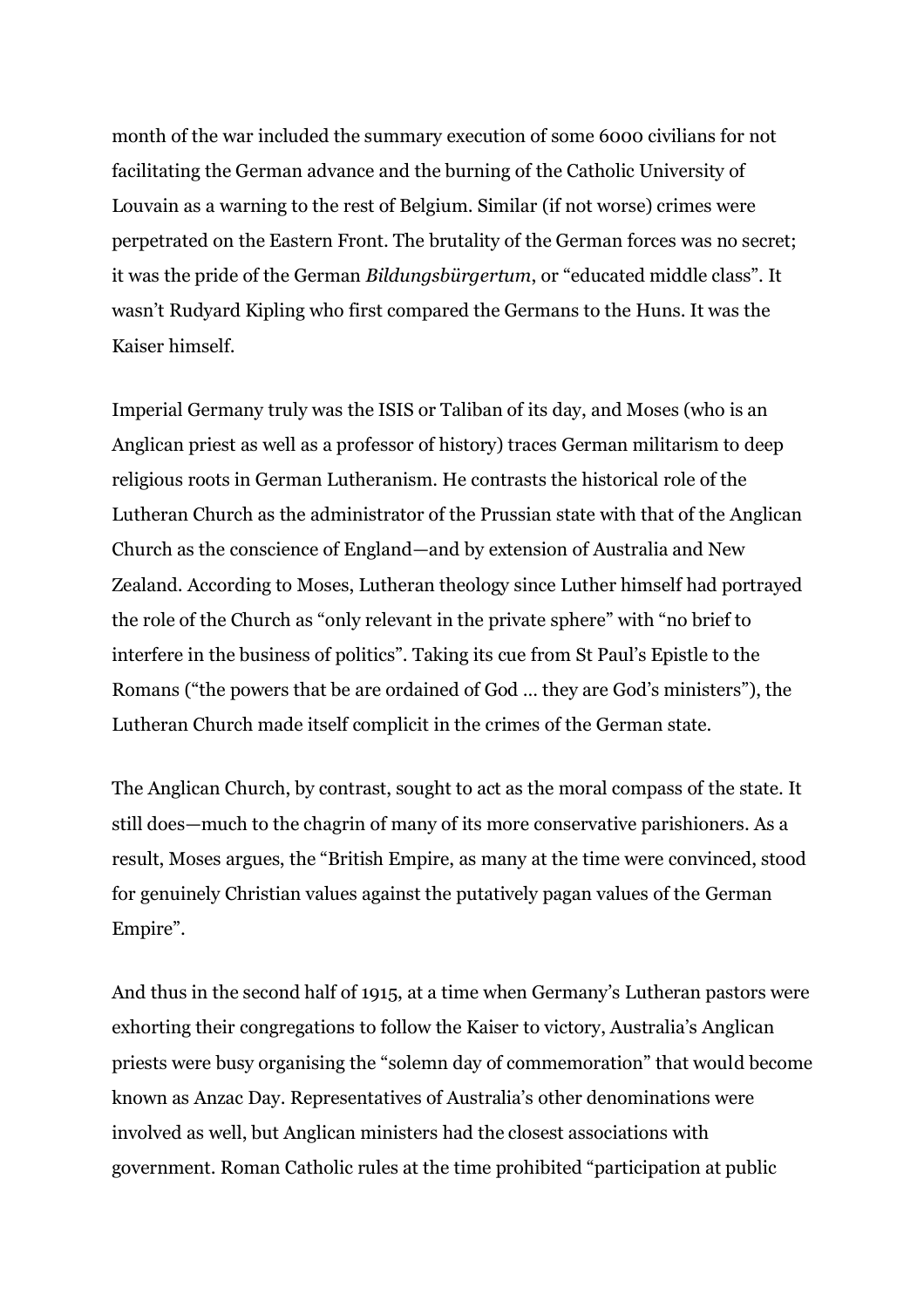month of the war included the summary execution of some 6000 civilians for not facilitating the German advance and the burning of the Catholic University of Louvain as a warning to the rest of Belgium. Similar (if not worse) crimes were perpetrated on the Eastern Front. The brutality of the German forces was no secret; it was the pride of the German *Bildungsbürgertum*, or "educated middle class". It wasn't Rudyard Kipling who first compared the Germans to the Huns. It was the Kaiser himself.

Imperial Germany truly was the ISIS or Taliban of its day, and Moses (who is an Anglican priest as well as a professor of history) traces German militarism to deep religious roots in German Lutheranism. He contrasts the historical role of the Lutheran Church as the administrator of the Prussian state with that of the Anglican Church as the conscience of England—and by extension of Australia and New Zealand. According to Moses, Lutheran theology since Luther himself had portrayed the role of the Church as "only relevant in the private sphere" with "no brief to interfere in the business of politics". Taking its cue from St Paul's Epistle to the Romans ("the powers that be are ordained of God … they are God's ministers"), the Lutheran Church made itself complicit in the crimes of the German state.

The Anglican Church, by contrast, sought to act as the moral compass of the state. It still does—much to the chagrin of many of its more conservative parishioners. As a result, Moses argues, the "British Empire, as many at the time were convinced, stood for genuinely Christian values against the putatively pagan values of the German Empire".

And thus in the second half of 1915, at a time when Germany's Lutheran pastors were exhorting their congregations to follow the Kaiser to victory, Australia's Anglican priests were busy organising the "solemn day of commemoration" that would become known as Anzac Day. Representatives of Australia's other denominations were involved as well, but Anglican ministers had the closest associations with government. Roman Catholic rules at the time prohibited "participation at public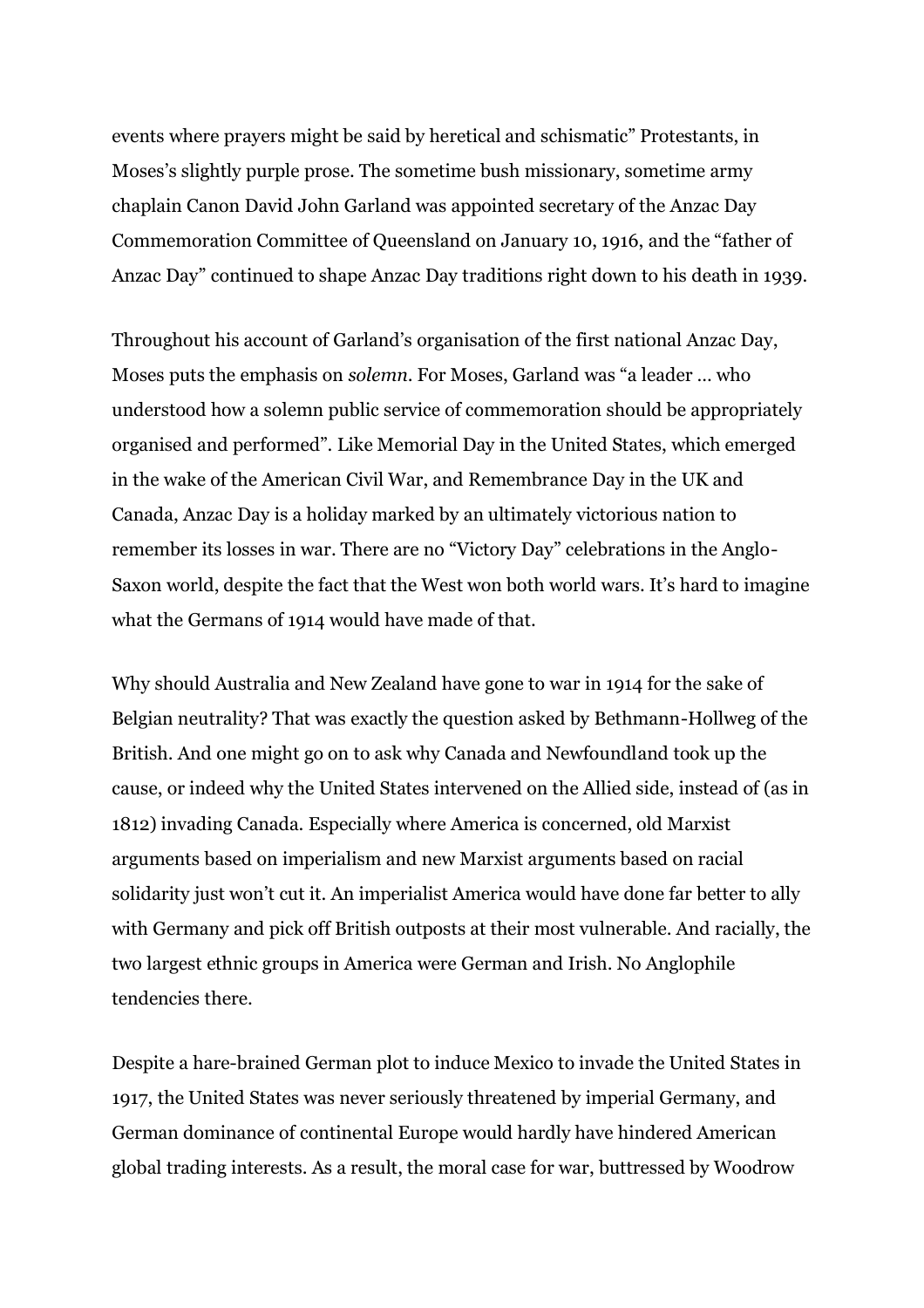events where prayers might be said by heretical and schismatic" Protestants, in Moses's slightly purple prose. The sometime bush missionary, sometime army chaplain Canon David John Garland was appointed secretary of the Anzac Day Commemoration Committee of Queensland on January 10, 1916, and the "father of Anzac Day" continued to shape Anzac Day traditions right down to his death in 1939.

Throughout his account of Garland's organisation of the first national Anzac Day, Moses puts the emphasis on *solemn*. For Moses, Garland was "a leader … who understood how a solemn public service of commemoration should be appropriately organised and performed". Like Memorial Day in the United States, which emerged in the wake of the American Civil War, and Remembrance Day in the UK and Canada, Anzac Day is a holiday marked by an ultimately victorious nation to remember its losses in war. There are no "Victory Day" celebrations in the Anglo-Saxon world, despite the fact that the West won both world wars. It's hard to imagine what the Germans of 1914 would have made of that.

Why should Australia and New Zealand have gone to war in 1914 for the sake of Belgian neutrality? That was exactly the question asked by Bethmann-Hollweg of the British. And one might go on to ask why Canada and Newfoundland took up the cause, or indeed why the United States intervened on the Allied side, instead of (as in 1812) invading Canada. Especially where America is concerned, old Marxist arguments based on imperialism and new Marxist arguments based on racial solidarity just won't cut it. An imperialist America would have done far better to ally with Germany and pick off British outposts at their most vulnerable. And racially, the two largest ethnic groups in America were German and Irish. No Anglophile tendencies there.

Despite a hare-brained German plot to induce Mexico to invade the United States in 1917, the United States was never seriously threatened by imperial Germany, and German dominance of continental Europe would hardly have hindered American global trading interests. As a result, the moral case for war, buttressed by Woodrow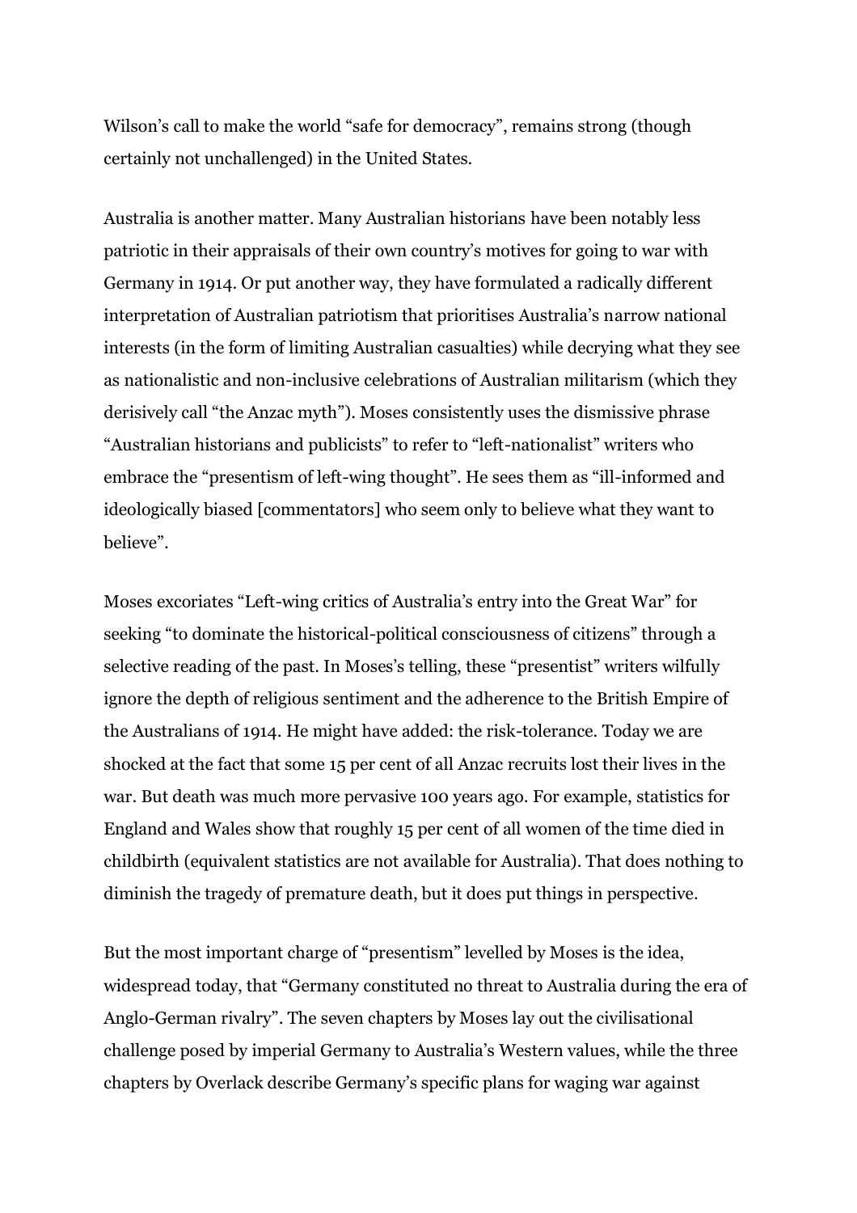Wilson's call to make the world "safe for democracy", remains strong (though certainly not unchallenged) in the United States.

Australia is another matter. Many Australian historians have been notably less patriotic in their appraisals of their own country's motives for going to war with Germany in 1914. Or put another way, they have formulated a radically different interpretation of Australian patriotism that prioritises Australia's narrow national interests (in the form of limiting Australian casualties) while decrying what they see as nationalistic and non-inclusive celebrations of Australian militarism (which they derisively call "the Anzac myth"). Moses consistently uses the dismissive phrase "Australian historians and publicists" to refer to "left-nationalist" writers who embrace the "presentism of left-wing thought". He sees them as "ill-informed and ideologically biased [commentators] who seem only to believe what they want to believe".

Moses excoriates "Left-wing critics of Australia's entry into the Great War" for seeking "to dominate the historical-political consciousness of citizens" through a selective reading of the past. In Moses's telling, these "presentist" writers wilfully ignore the depth of religious sentiment and the adherence to the British Empire of the Australians of 1914. He might have added: the risk-tolerance. Today we are shocked at the fact that some 15 per cent of all Anzac recruits lost their lives in the war. But death was much more pervasive 100 years ago. For example, statistics for England and Wales show that roughly 15 per cent of all women of the time died in childbirth (equivalent statistics are not available for Australia). That does nothing to diminish the tragedy of premature death, but it does put things in perspective.

But the most important charge of "presentism" levelled by Moses is the idea, widespread today, that "Germany constituted no threat to Australia during the era of Anglo-German rivalry". The seven chapters by Moses lay out the civilisational challenge posed by imperial Germany to Australia's Western values, while the three chapters by Overlack describe Germany's specific plans for waging war against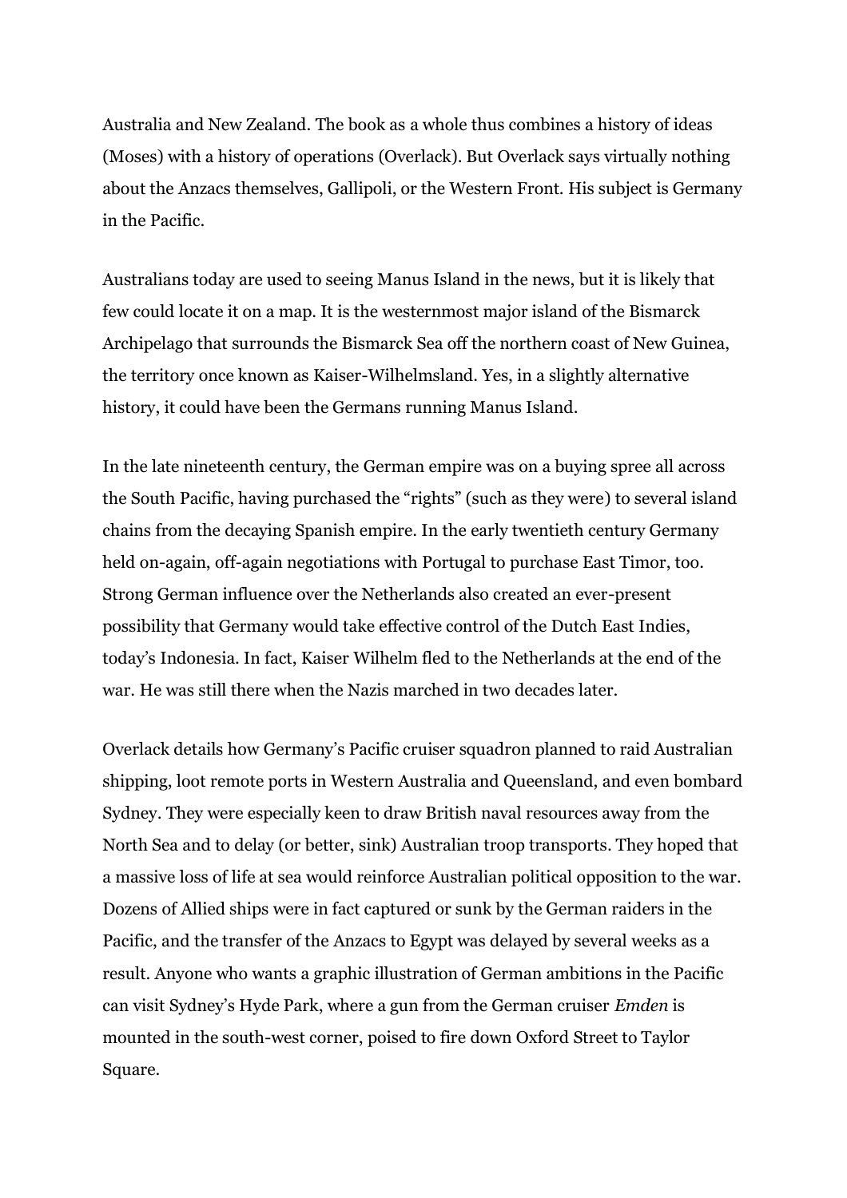Australia and New Zealand. The book as a whole thus combines a history of ideas (Moses) with a history of operations (Overlack). But Overlack says virtually nothing about the Anzacs themselves, Gallipoli, or the Western Front. His subject is Germany in the Pacific.

Australians today are used to seeing Manus Island in the news, but it is likely that few could locate it on a map. It is the westernmost major island of the Bismarck Archipelago that surrounds the Bismarck Sea off the northern coast of New Guinea, the territory once known as Kaiser-Wilhelmsland. Yes, in a slightly alternative history, it could have been the Germans running Manus Island.

In the late nineteenth century, the German empire was on a buying spree all across the South Pacific, having purchased the "rights" (such as they were) to several island chains from the decaying Spanish empire. In the early twentieth century Germany held on-again, off-again negotiations with Portugal to purchase East Timor, too. Strong German influence over the Netherlands also created an ever-present possibility that Germany would take effective control of the Dutch East Indies, today's Indonesia. In fact, Kaiser Wilhelm fled to the Netherlands at the end of the war. He was still there when the Nazis marched in two decades later.

Overlack details how Germany's Pacific cruiser squadron planned to raid Australian shipping, loot remote ports in Western Australia and Queensland, and even bombard Sydney. They were especially keen to draw British naval resources away from the North Sea and to delay (or better, sink) Australian troop transports. They hoped that a massive loss of life at sea would reinforce Australian political opposition to the war. Dozens of Allied ships were in fact captured or sunk by the German raiders in the Pacific, and the transfer of the Anzacs to Egypt was delayed by several weeks as a result. Anyone who wants a graphic illustration of German ambitions in the Pacific can visit Sydney's Hyde Park, where a gun from the German cruiser *Emden* is mounted in the south-west corner, poised to fire down Oxford Street to Taylor Square.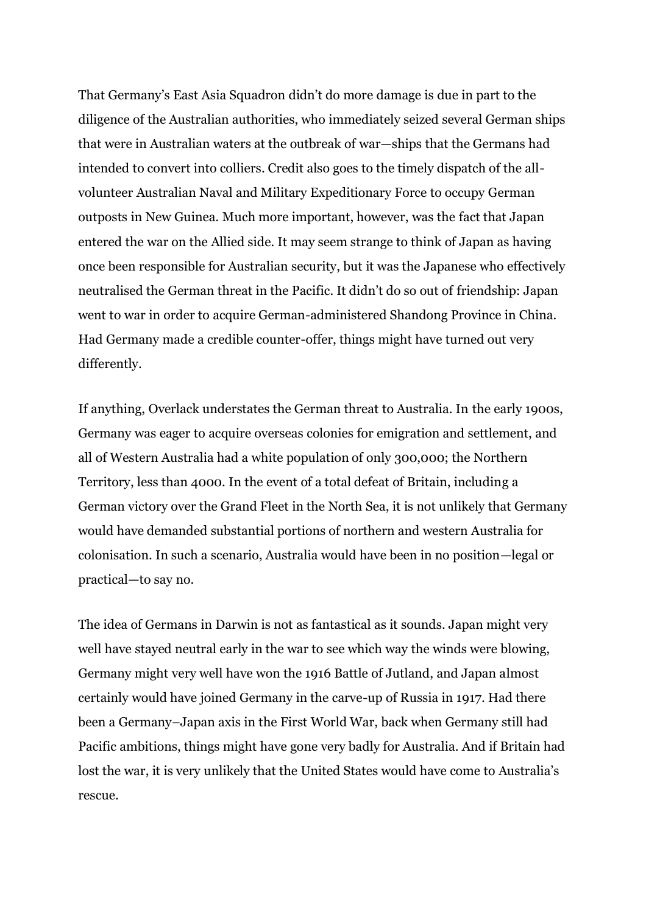That Germany's East Asia Squadron didn't do more damage is due in part to the diligence of the Australian authorities, who immediately seized several German ships that were in Australian waters at the outbreak of war—ships that the Germans had intended to convert into colliers. Credit also goes to the timely dispatch of the all-volunteer Australian Naval and Military Expeditionary Force to occupy German outposts in New Guinea. Much more important, however, was the fact that Japan entered the war on the Allied side. It may seem strange to think of Japan as having once been responsible for Australian security, but it was the Japanese who effectively neutralised the German threat in the Pacific. It didn't do so out of friendship: Japan went to war in order to acquire German-administered Shandong Province in China. Had Germany made a credible counter-offer, things might have turned out very differently.

If anything, Overlack understates the German threat to Australia. In the early 1900s, Germany was eager to acquire overseas colonies for emigration and settlement, and all of Western Australia had a white population of only 300,000; the Northern Territory, less than 4000. In the event of a total defeat of Britain, including a German victory over the Grand Fleet in the North Sea, it is not unlikely that Germany would have demanded substantial portions of northern and western Australia for colonisation. In such a scenario, Australia would have been in no position—legal or practical—to say no.

The idea of Germans in Darwin is not as fantastical as it sounds. Japan might very well have stayed neutral early in the war to see which way the winds were blowing, Germany might very well have won the 1916 Battle of Jutland, and Japan almost certainly would have joined Germany in the carve-up of Russia in 1917. Had there been a Germany–Japan axis in the First World War, back when Germany still had Pacific ambitions, things might have gone very badly for Australia. And if Britain had lost the war, it is very unlikely that the United States would have come to Australia's rescue.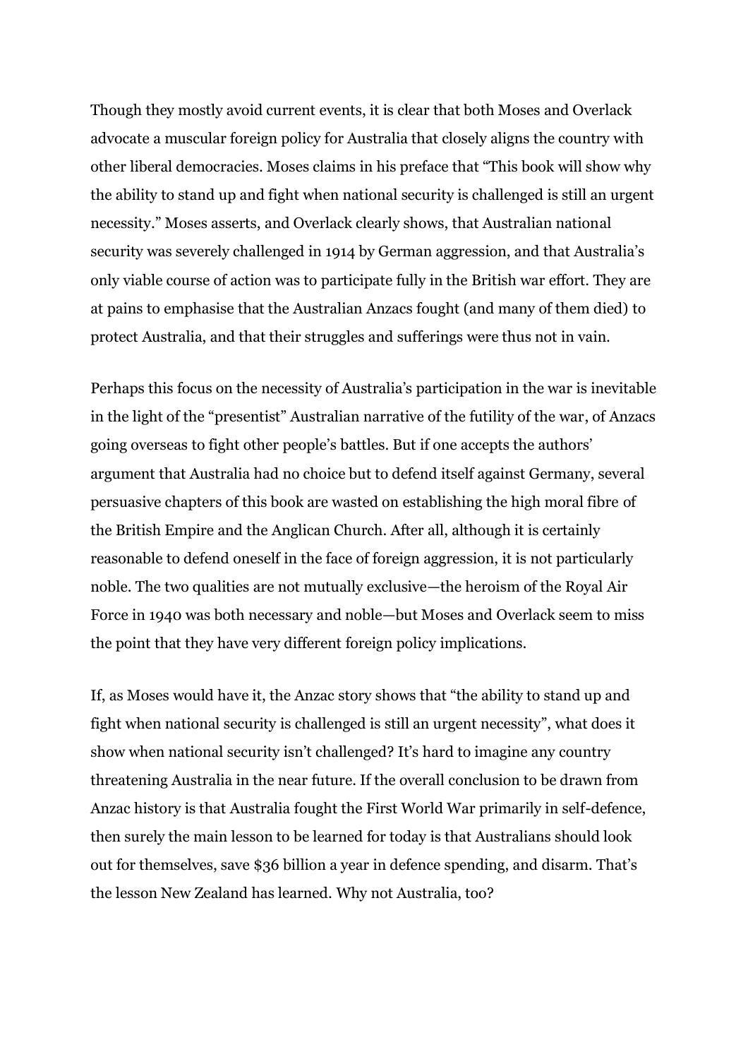Though they mostly avoid current events, it is clear that both Moses and Overlack advocate a muscular foreign policy for Australia that closely aligns the country with other liberal democracies. Moses claims in his preface that "This book will show why the ability to stand up and fight when national security is challenged is still an urgent necessity." Moses asserts, and Overlack clearly shows, that Australian national security was severely challenged in 1914 by German aggression, and that Australia's only viable course of action was to participate fully in the British war effort. They are at pains to emphasise that the Australian Anzacs fought (and many of them died) to protect Australia, and that their struggles and sufferings were thus not in vain.

Perhaps this focus on the necessity of Australia's participation in the war is inevitable in the light of the "presentist" Australian narrative of the futility of the war, of Anzacs going overseas to fight other people's battles. But if one accepts the authors' argument that Australia had no choice but to defend itself against Germany, several persuasive chapters of this book are wasted on establishing the high moral fibre of the British Empire and the Anglican Church. After all, although it is certainly reasonable to defend oneself in the face of foreign aggression, it is not particularly noble. The two qualities are not mutually exclusive—the heroism of the Royal Air Force in 1940 was both necessary and noble—but Moses and Overlack seem to miss the point that they have very different foreign policy implications.

If, as Moses would have it, the Anzac story shows that "the ability to stand up and fight when national security is challenged is still an urgent necessity", what does it show when national security isn't challenged? It's hard to imagine any country threatening Australia in the near future. If the overall conclusion to be drawn from Anzac history is that Australia fought the First World War primarily in self-defence, then surely the main lesson to be learned for today is that Australians should look out for themselves, save $36 billion a year in defence spending, and disarm. That's the lesson New Zealand has learned. Why not Australia, too?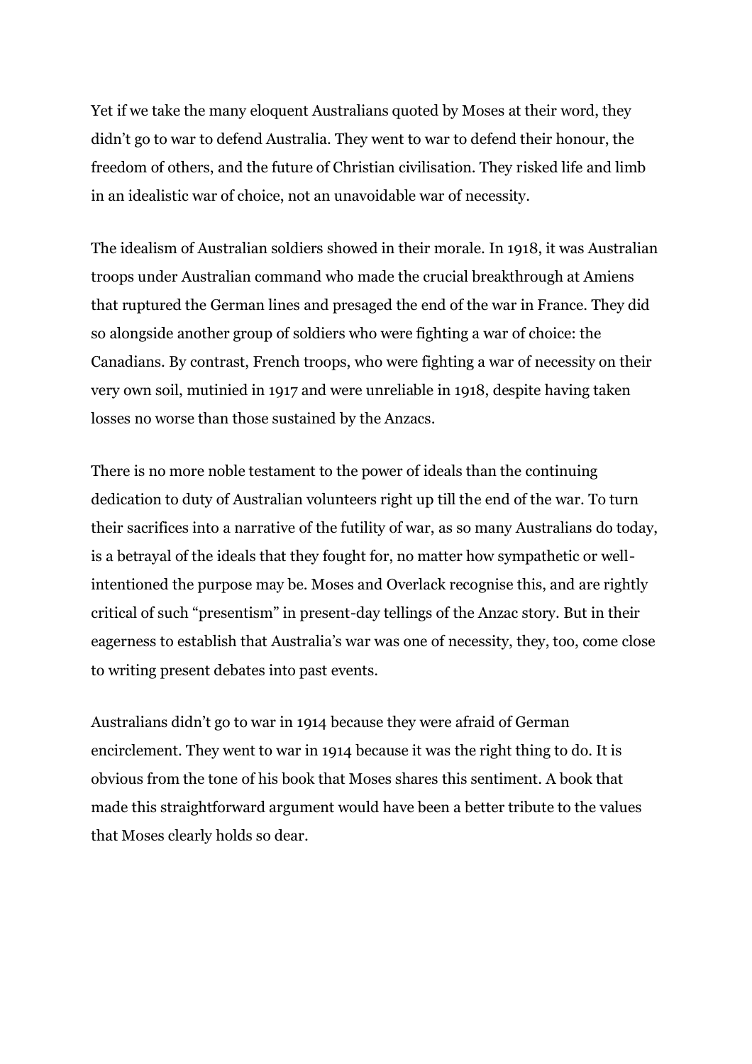Yet if we take the many eloquent Australians quoted by Moses at their word, they didn't go to war to defend Australia. They went to war to defend their honour, the freedom of others, and the future of Christian civilisation. They risked life and limb in an idealistic war of choice, not an unavoidable war of necessity.

The idealism of Australian soldiers showed in their morale. In 1918, it was Australian troops under Australian command who made the crucial breakthrough at Amiens that ruptured the German lines and presaged the end of the war in France. They did so alongside another group of soldiers who were fighting a war of choice: the Canadians. By contrast, French troops, who were fighting a war of necessity on their very own soil, mutinied in 1917 and were unreliable in 1918, despite having taken losses no worse than those sustained by the Anzacs.

There is no more noble testament to the power of ideals than the continuing dedication to duty of Australian volunteers right up till the end of the war. To turn their sacrifices into a narrative of the futility of war, as so many Australians do today, is a betrayal of the ideals that they fought for, no matter how sympathetic or well-intentioned the purpose may be. Moses and Overlack recognise this, and are rightly critical of such "presentism" in present-day tellings of the Anzac story. But in their eagerness to establish that Australia's war was one of necessity, they, too, come close to writing present debates into past events.

Australians didn't go to war in 1914 because they were afraid of German encirclement. They went to war in 1914 because it was the right thing to do. It is obvious from the tone of his book that Moses shares this sentiment. A book that made this straightforward argument would have been a better tribute to the values that Moses clearly holds so dear.